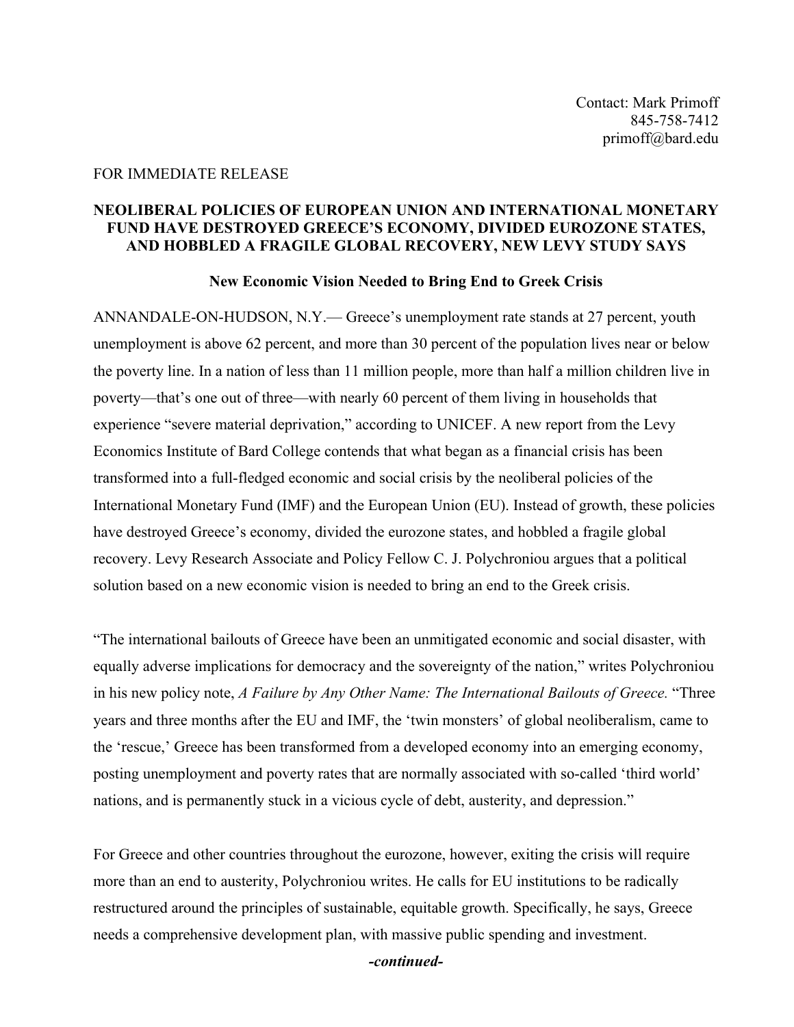Contact: Mark Primoff
845-758-7412
primoff@bard.edu

FOR IMMEDIATE RELEASE

**NEOLIBERAL POLICIES OF EUROPEAN UNION AND INTERNATIONAL MONETARY FUND HAVE DESTROYED GREECE'S ECONOMY, DIVIDED EUROZONE STATES, AND HOBBLED A FRAGILE GLOBAL RECOVERY, NEW LEVY STUDY SAYS**

**New Economic Vision Needed to Bring End to Greek Crisis**

ANNANDALE-ON-HUDSON, N.Y.— Greece's unemployment rate stands at 27 percent, youth unemployment is above 62 percent, and more than 30 percent of the population lives near or below the poverty line. In a nation of less than 11 million people, more than half a million children live in poverty—that's one out of three—with nearly 60 percent of them living in households that experience "severe material deprivation," according to UNICEF. A new report from the Levy Economics Institute of Bard College contends that what began as a financial crisis has been transformed into a full-fledged economic and social crisis by the neoliberal policies of the International Monetary Fund (IMF) and the European Union (EU). Instead of growth, these policies have destroyed Greece's economy, divided the eurozone states, and hobbled a fragile global recovery. Levy Research Associate and Policy Fellow C. J. Polychroniou argues that a political solution based on a new economic vision is needed to bring an end to the Greek crisis.

"The international bailouts of Greece have been an unmitigated economic and social disaster, with equally adverse implications for democracy and the sovereignty of the nation," writes Polychroniou in his new policy note, *A Failure by Any Other Name: The International Bailouts of Greece.* "Three years and three months after the EU and IMF, the 'twin monsters' of global neoliberalism, came to the 'rescue,' Greece has been transformed from a developed economy into an emerging economy, posting unemployment and poverty rates that are normally associated with so-called 'third world' nations, and is permanently stuck in a vicious cycle of debt, austerity, and depression."

For Greece and other countries throughout the eurozone, however, exiting the crisis will require more than an end to austerity, Polychroniou writes. He calls for EU institutions to be radically restructured around the principles of sustainable, equitable growth. Specifically, he says, Greece needs a comprehensive development plan, with massive public spending and investment.

***-continued-***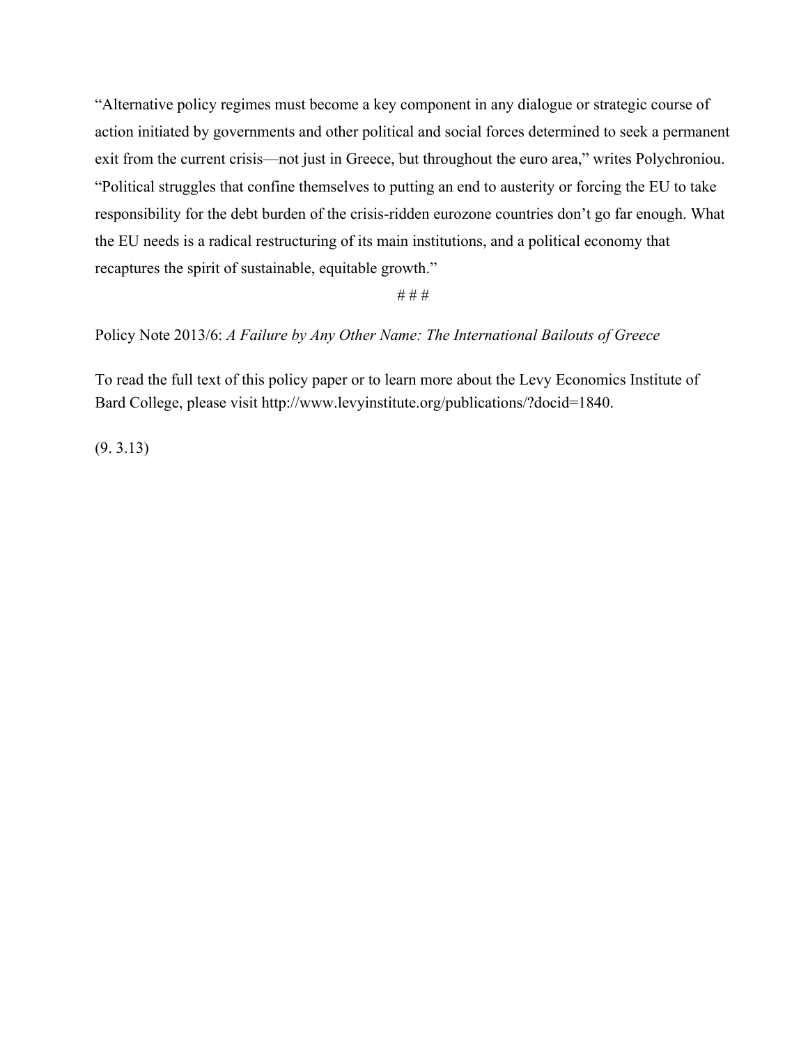"Alternative policy regimes must become a key component in any dialogue or strategic course of action initiated by governments and other political and social forces determined to seek a permanent exit from the current crisis—not just in Greece, but throughout the euro area," writes Polychroniou. "Political struggles that confine themselves to putting an end to austerity or forcing the EU to take responsibility for the debt burden of the crisis-ridden eurozone countries don't go far enough. What the EU needs is a radical restructuring of its main institutions, and a political economy that recaptures the spirit of sustainable, equitable growth."

# # #

Policy Note 2013/6: *A Failure by Any Other Name: The International Bailouts of Greece*

To read the full text of this policy paper or to learn more about the Levy Economics Institute of Bard College, please visit http://www.levyinstitute.org/publications/?docid=1840.

(9. 3.13)